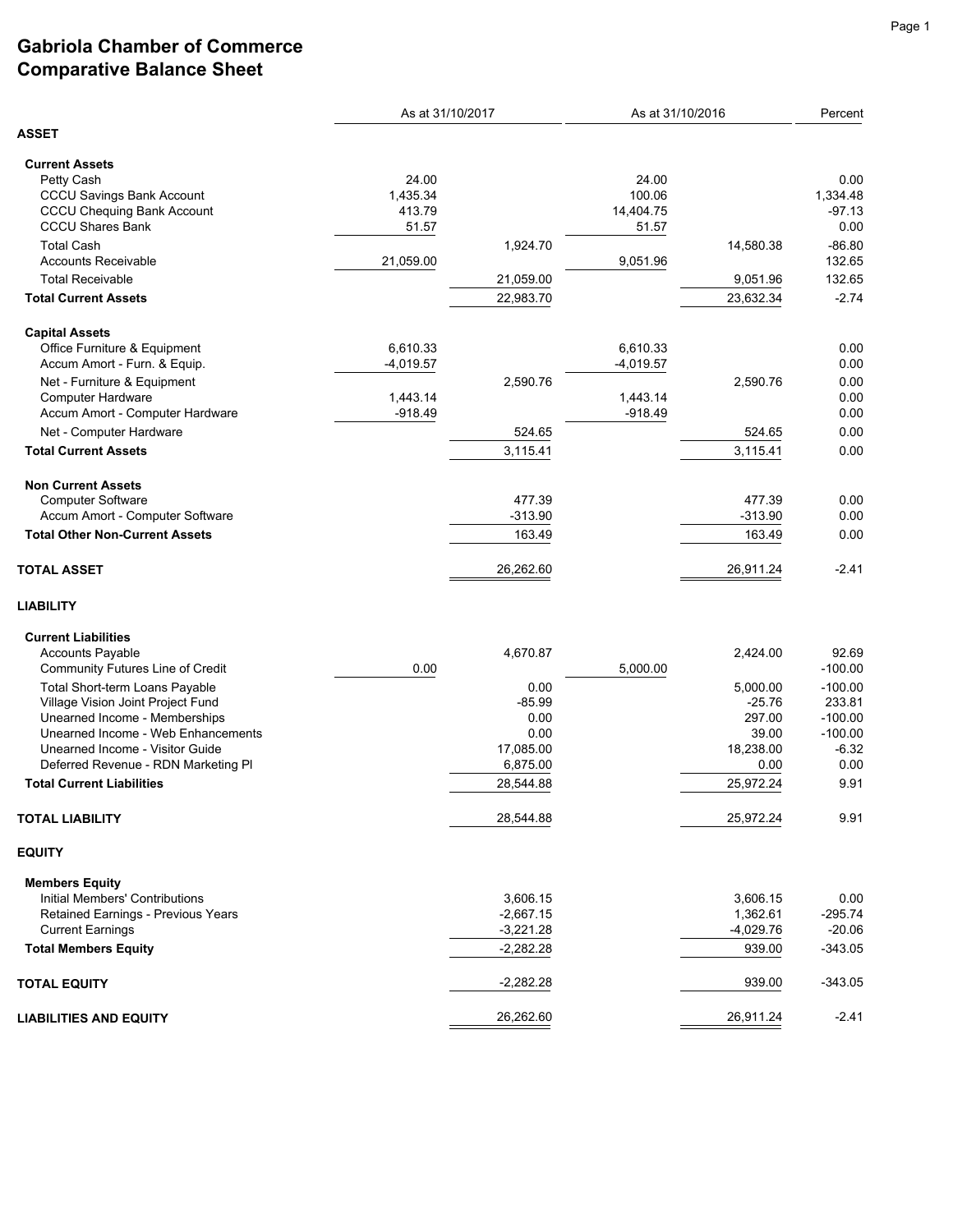# Gabriola Chamber of Commerce
# Comparative Balance Sheet

| | As at 31/10/2017 | | As at 31/10/2016 | | Percent |
|---|---|---|---|---|---|
| **ASSET** | | | | | |
| **Current Assets** | | | | | |
| Petty Cash | 24.00 | | 24.00 | | 0.00 |
| CCCU Savings Bank Account | 1,435.34 | | 100.06 | | 1,334.48 |
| CCCU Chequing Bank Account | 413.79 | | 14,404.75 | | -97.13 |
| CCCU Shares Bank | 51.57 | | 51.57 | | 0.00 |
| Total Cash | | 1,924.70 | | 14,580.38 | -86.80 |
| Accounts Receivable | 21,059.00 | | 9,051.96 | | 132.65 |
| Total Receivable | | 21,059.00 | | 9,051.96 | 132.65 |
| **Total Current Assets** | | 22,983.70 | | 23,632.34 | -2.74 |
| **Capital Assets** | | | | | |
| Office Furniture & Equipment | 6,610.33 | | 6,610.33 | | 0.00 |
| Accum Amort - Furn. & Equip. | -4,019.57 | | -4,019.57 | | 0.00 |
| Net - Furniture & Equipment | | 2,590.76 | | 2,590.76 | 0.00 |
| Computer Hardware | 1,443.14 | | 1,443.14 | | 0.00 |
| Accum Amort - Computer Hardware | -918.49 | | -918.49 | | 0.00 |
| Net - Computer Hardware | | 524.65 | | 524.65 | 0.00 |
| **Total Current Assets** | | 3,115.41 | | 3,115.41 | 0.00 |
| **Non Current Assets** | | | | | |
| Computer Software | | 477.39 | | 477.39 | 0.00 |
| Accum Amort - Computer Software | | -313.90 | | -313.90 | 0.00 |
| **Total Other Non-Current Assets** | | 163.49 | | 163.49 | 0.00 |
| **TOTAL ASSET** | | 26,262.60 | | 26,911.24 | -2.41 |
| **LIABILITY** | | | | | |
| **Current Liabilities** | | | | | |
| Accounts Payable | | 4,670.87 | | 2,424.00 | 92.69 |
| Community Futures Line of Credit | 0.00 | | 5,000.00 | | -100.00 |
| Total Short-term Loans Payable | | 0.00 | | 5,000.00 | -100.00 |
| Village Vision Joint Project Fund | | -85.99 | | -25.76 | 233.81 |
| Unearned Income - Memberships | | 0.00 | | 297.00 | -100.00 |
| Unearned Income - Web Enhancements | | 0.00 | | 39.00 | -100.00 |
| Unearned Income - Visitor Guide | | 17,085.00 | | 18,238.00 | -6.32 |
| Deferred Revenue - RDN Marketing Pl | | 6,875.00 | | 0.00 | 0.00 |
| **Total Current Liabilities** | | 28,544.88 | | 25,972.24 | 9.91 |
| **TOTAL LIABILITY** | | 28,544.88 | | 25,972.24 | 9.91 |
| **EQUITY** | | | | | |
| **Members Equity** | | | | | |
| Initial Members' Contributions | | 3,606.15 | | 3,606.15 | 0.00 |
| Retained Earnings - Previous Years | | -2,667.15 | | 1,362.61 | -295.74 |
| Current Earnings | | -3,221.28 | | -4,029.76 | -20.06 |
| **Total Members Equity** | | -2,282.28 | | 939.00 | -343.05 |
| **TOTAL EQUITY** | | -2,282.28 | | 939.00 | -343.05 |
| **LIABILITIES AND EQUITY** | | 26,262.60 | | 26,911.24 | -2.41 |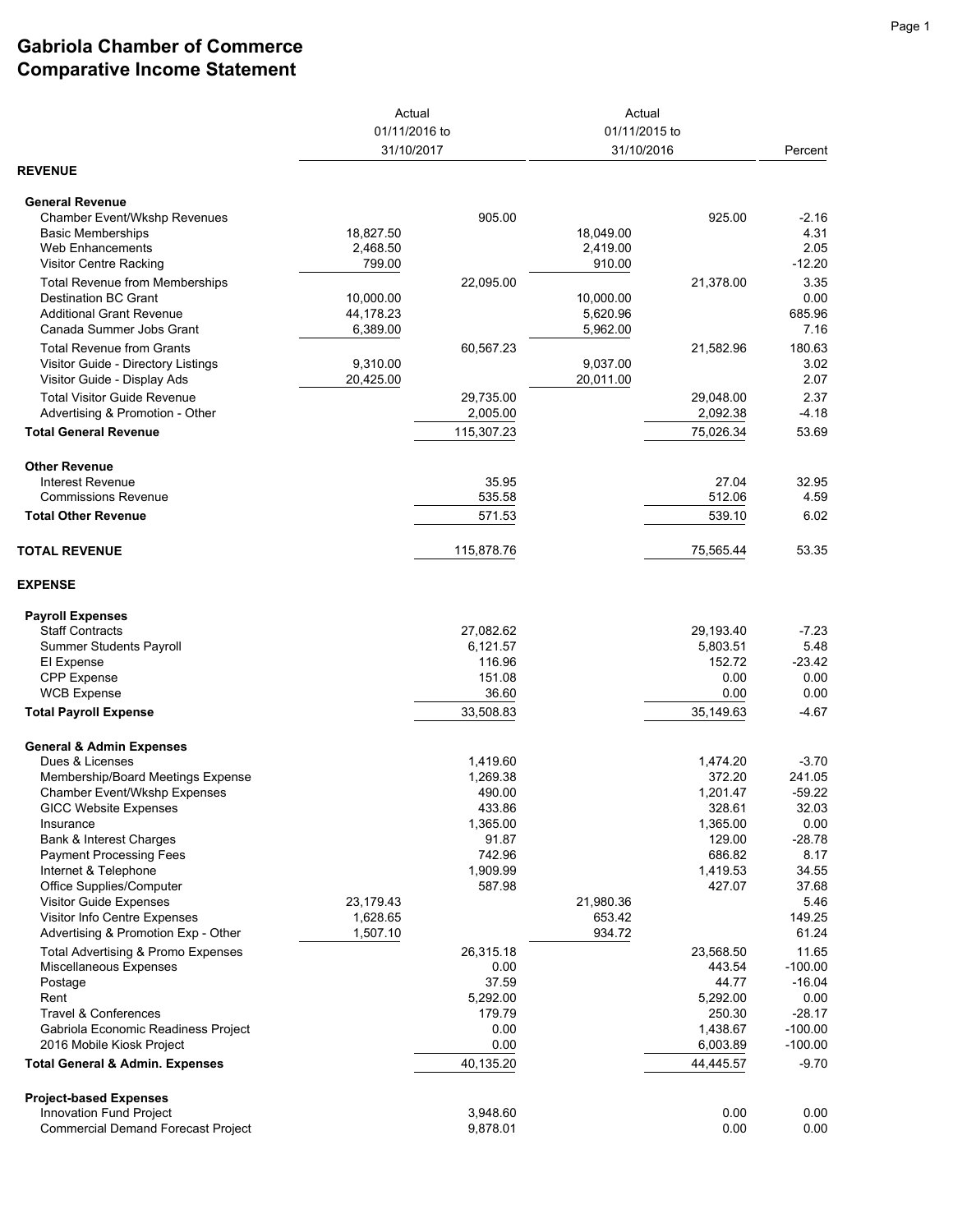# Gabriola Chamber of Commerce
# Comparative Income Statement

| | Actual 01/11/2016 to 31/10/2017 | | Actual 01/11/2015 to 31/10/2016 | | Percent |
|---|---|---|---|---|---|
| **REVENUE** | | | | | |
| **General Revenue** | | | | | |
| Chamber Event/Wkshp Revenues | | 905.00 | | 925.00 | -2.16 |
| Basic Memberships | 18,827.50 | | 18,049.00 | | 4.31 |
| Web Enhancements | 2,468.50 | | 2,419.00 | | 2.05 |
| Visitor Centre Racking | 799.00 | | 910.00 | | -12.20 |
| Total Revenue from Memberships | | 22,095.00 | | 21,378.00 | 3.35 |
| Destination BC Grant | 10,000.00 | | 10,000.00 | | 0.00 |
| Additional Grant Revenue | 44,178.23 | | 5,620.96 | | 685.96 |
| Canada Summer Jobs Grant | 6,389.00 | | 5,962.00 | | 7.16 |
| Total Revenue from Grants | | 60,567.23 | | 21,582.96 | 180.63 |
| Visitor Guide - Directory Listings | 9,310.00 | | 9,037.00 | | 3.02 |
| Visitor Guide - Display Ads | 20,425.00 | | 20,011.00 | | 2.07 |
| Total Visitor Guide Revenue | | 29,735.00 | | 29,048.00 | 2.37 |
| Advertising & Promotion - Other | | 2,005.00 | | 2,092.38 | -4.18 |
| **Total General Revenue** | | 115,307.23 | | 75,026.34 | 53.69 |
| **Other Revenue** | | | | | |
| Interest Revenue | | 35.95 | | 27.04 | 32.95 |
| Commissions Revenue | | 535.58 | | 512.06 | 4.59 |
| **Total Other Revenue** | | 571.53 | | 539.10 | 6.02 |
| **TOTAL REVENUE** | | 115,878.76 | | 75,565.44 | 53.35 |
| **EXPENSE** | | | | | |
| **Payroll Expenses** | | | | | |
| Staff Contracts | | 27,082.62 | | 29,193.40 | -7.23 |
| Summer Students Payroll | | 6,121.57 | | 5,803.51 | 5.48 |
| EI Expense | | 116.96 | | 152.72 | -23.42 |
| CPP Expense | | 151.08 | | 0.00 | 0.00 |
| WCB Expense | | 36.60 | | 0.00 | 0.00 |
| **Total Payroll Expense** | | 33,508.83 | | 35,149.63 | -4.67 |
| **General & Admin Expenses** | | | | | |
| Dues & Licenses | | 1,419.60 | | 1,474.20 | -3.70 |
| Membership/Board Meetings Expense | | 1,269.38 | | 372.20 | 241.05 |
| Chamber Event/Wkshp Expenses | | 490.00 | | 1,201.47 | -59.22 |
| GICC Website Expenses | | 433.86 | | 328.61 | 32.03 |
| Insurance | | 1,365.00 | | 1,365.00 | 0.00 |
| Bank & Interest Charges | | 91.87 | | 129.00 | -28.78 |
| Payment Processing Fees | | 742.96 | | 686.82 | 8.17 |
| Internet & Telephone | | 1,909.99 | | 1,419.53 | 34.55 |
| Office Supplies/Computer | | 587.98 | | 427.07 | 37.68 |
| Visitor Guide Expenses | 23,179.43 | | 21,980.36 | | 5.46 |
| Visitor Info Centre Expenses | 1,628.65 | | 653.42 | | 149.25 |
| Advertising & Promotion Exp - Other | 1,507.10 | | 934.72 | | 61.24 |
| Total Advertising & Promo Expenses | | 26,315.18 | | 23,568.50 | 11.65 |
| Miscellaneous Expenses | | 0.00 | | 443.54 | -100.00 |
| Postage | | 37.59 | | 44.77 | -16.04 |
| Rent | | 5,292.00 | | 5,292.00 | 0.00 |
| Travel & Conferences | | 179.79 | | 250.30 | -28.17 |
| Gabriola Economic Readiness Project | | 0.00 | | 1,438.67 | -100.00 |
| 2016 Mobile Kiosk Project | | 0.00 | | 6,003.89 | -100.00 |
| **Total General & Admin. Expenses** | | 40,135.20 | | 44,445.57 | -9.70 |
| **Project-based Expenses** | | | | | |
| Innovation Fund Project | | 3,948.60 | | 0.00 | 0.00 |
| Commercial Demand Forecast Project | | 9,878.01 | | 0.00 | 0.00 |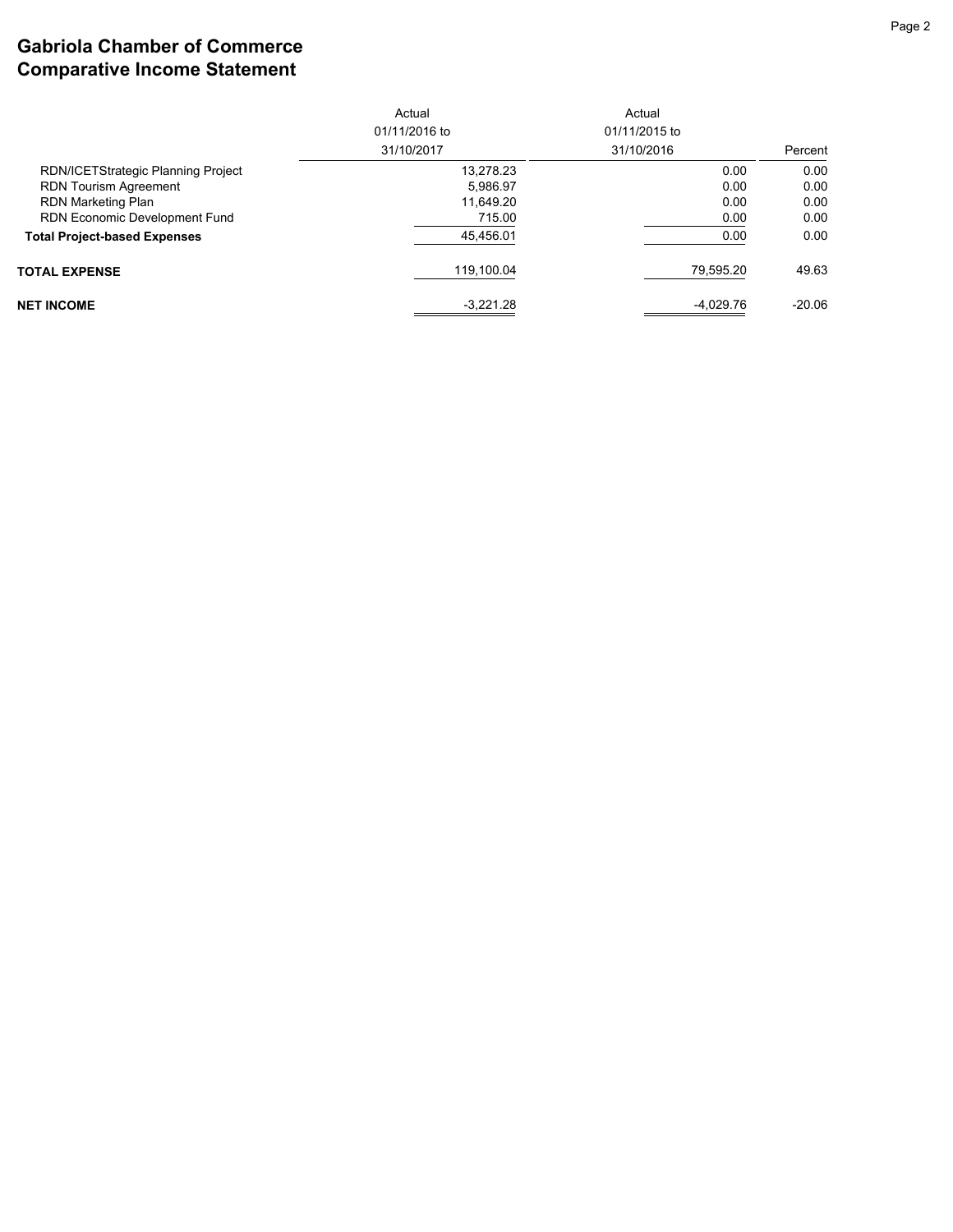# Gabriola Chamber of Commerce
# Comparative Income Statement

| | Actual 01/11/2016 to 31/10/2017 | Actual 01/11/2015 to 31/10/2016 | Percent |
|---|---|---|---|
| RDN/ICETStrategic Planning Project | 13,278.23 | 0.00 | 0.00 |
| RDN Tourism Agreement | 5,986.97 | 0.00 | 0.00 |
| RDN Marketing Plan | 11,649.20 | 0.00 | 0.00 |
| RDN Economic Development Fund | 715.00 | 0.00 | 0.00 |
| **Total Project-based Expenses** | 45,456.01 | 0.00 | 0.00 |
| **TOTAL EXPENSE** | 119,100.04 | 79,595.20 | 49.63 |
| **NET INCOME** | -3,221.28 | -4,029.76 | -20.06 |